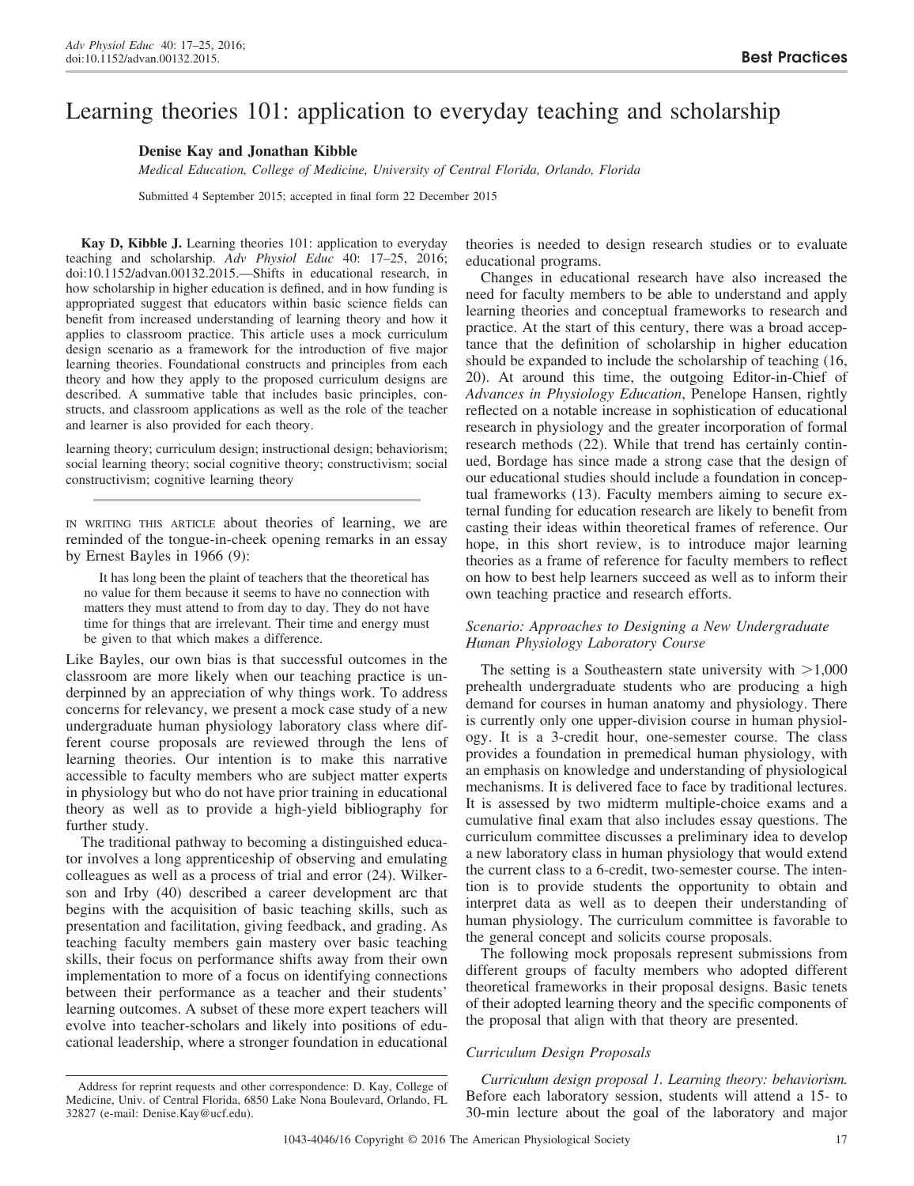Best Practices

# Learning theories 101: application to everyday teaching and scholarship

**Denise Kay and Jonathan Kibble**

*Medical Education, College of Medicine, University of Central Florida, Orlando, Florida*

Submitted 4 September 2015; accepted in final form 22 December 2015

**Kay D, Kibble J.** Learning theories 101: application to everyday teaching and scholarship. *Adv Physiol Educ* 40: 17–25, 2016; doi:10.1152/advan.00132.2015.—Shifts in educational research, in how scholarship in higher education is defined, and in how funding is appropriated suggest that educators within basic science fields can benefit from increased understanding of learning theory and how it applies to classroom practice. This article uses a mock curriculum design scenario as a framework for the introduction of five major learning theories. Foundational constructs and principles from each theory and how they apply to the proposed curriculum designs are described. A summative table that includes basic principles, constructs, and classroom applications as well as the role of the teacher and learner is also provided for each theory.

learning theory; curriculum design; instructional design; behaviorism; social learning theory; social cognitive theory; constructivism; social constructivism; cognitive learning theory

IN WRITING THIS ARTICLE about theories of learning, we are reminded of the tongue-in-cheek opening remarks in an essay by Ernest Bayles in 1966 (9):

> It has long been the plaint of teachers that the theoretical has no value for them because it seems to have no connection with matters they must attend to from day to day. They do not have time for things that are irrelevant. Their time and energy must be given to that which makes a difference.

Like Bayles, our own bias is that successful outcomes in the classroom are more likely when our teaching practice is underpinned by an appreciation of why things work. To address concerns for relevancy, we present a mock case study of a new undergraduate human physiology laboratory class where different course proposals are reviewed through the lens of learning theories. Our intention is to make this narrative accessible to faculty members who are subject matter experts in physiology but who do not have prior training in educational theory as well as to provide a high-yield bibliography for further study.

The traditional pathway to becoming a distinguished educator involves a long apprenticeship of observing and emulating colleagues as well as a process of trial and error (24). Wilkerson and Irby (40) described a career development arc that begins with the acquisition of basic teaching skills, such as presentation and facilitation, giving feedback, and grading. As teaching faculty members gain mastery over basic teaching skills, their focus on performance shifts away from their own implementation to more of a focus on identifying connections between their performance as a teacher and their students' learning outcomes. A subset of these more expert teachers will evolve into teacher-scholars and likely into positions of educational leadership, where a stronger foundation in educational theories is needed to design research studies or to evaluate educational programs.

Changes in educational research have also increased the need for faculty members to be able to understand and apply learning theories and conceptual frameworks to research and practice. At the start of this century, there was a broad acceptance that the definition of scholarship in higher education should be expanded to include the scholarship of teaching (16, 20). At around this time, the outgoing Editor-in-Chief of *Advances in Physiology Education*, Penelope Hansen, rightly reflected on a notable increase in sophistication of educational research in physiology and the greater incorporation of formal research methods (22). While that trend has certainly continued, Bordage has since made a strong case that the design of our educational studies should include a foundation in conceptual frameworks (13). Faculty members aiming to secure external funding for education research are likely to benefit from casting their ideas within theoretical frames of reference. Our hope, in this short review, is to introduce major learning theories as a frame of reference for faculty members to reflect on how to best help learners succeed as well as to inform their own teaching practice and research efforts.

### *Scenario: Approaches to Designing a New Undergraduate Human Physiology Laboratory Course*

The setting is a Southeastern state university with >1,000 prehealth undergraduate students who are producing a high demand for courses in human anatomy and physiology. There is currently only one upper-division course in human physiology. It is a 3-credit hour, one-semester course. The class provides a foundation in premedical human physiology, with an emphasis on knowledge and understanding of physiological mechanisms. It is delivered face to face by traditional lectures. It is assessed by two midterm multiple-choice exams and a cumulative final exam that also includes essay questions. The curriculum committee discusses a preliminary idea to develop a new laboratory class in human physiology that would extend the current class to a 6-credit, two-semester course. The intention is to provide students the opportunity to obtain and interpret data as well as to deepen their understanding of human physiology. The curriculum committee is favorable to the general concept and solicits course proposals.

The following mock proposals represent submissions from different groups of faculty members who adopted different theoretical frameworks in their proposal designs. Basic tenets of their adopted learning theory and the specific components of the proposal that align with that theory are presented.

### *Curriculum Design Proposals*

*Curriculum design proposal 1. Learning theory: behaviorism.* Before each laboratory session, students will attend a 15- to 30-min lecture about the goal of the laboratory and major

Address for reprint requests and other correspondence: D. Kay, College of Medicine, Univ. of Central Florida, 6850 Lake Nona Boulevard, Orlando, FL 32827 (e-mail: Denise.Kay@ucf.edu).

1043-4046/16 Copyright © 2016 The American Physiological Society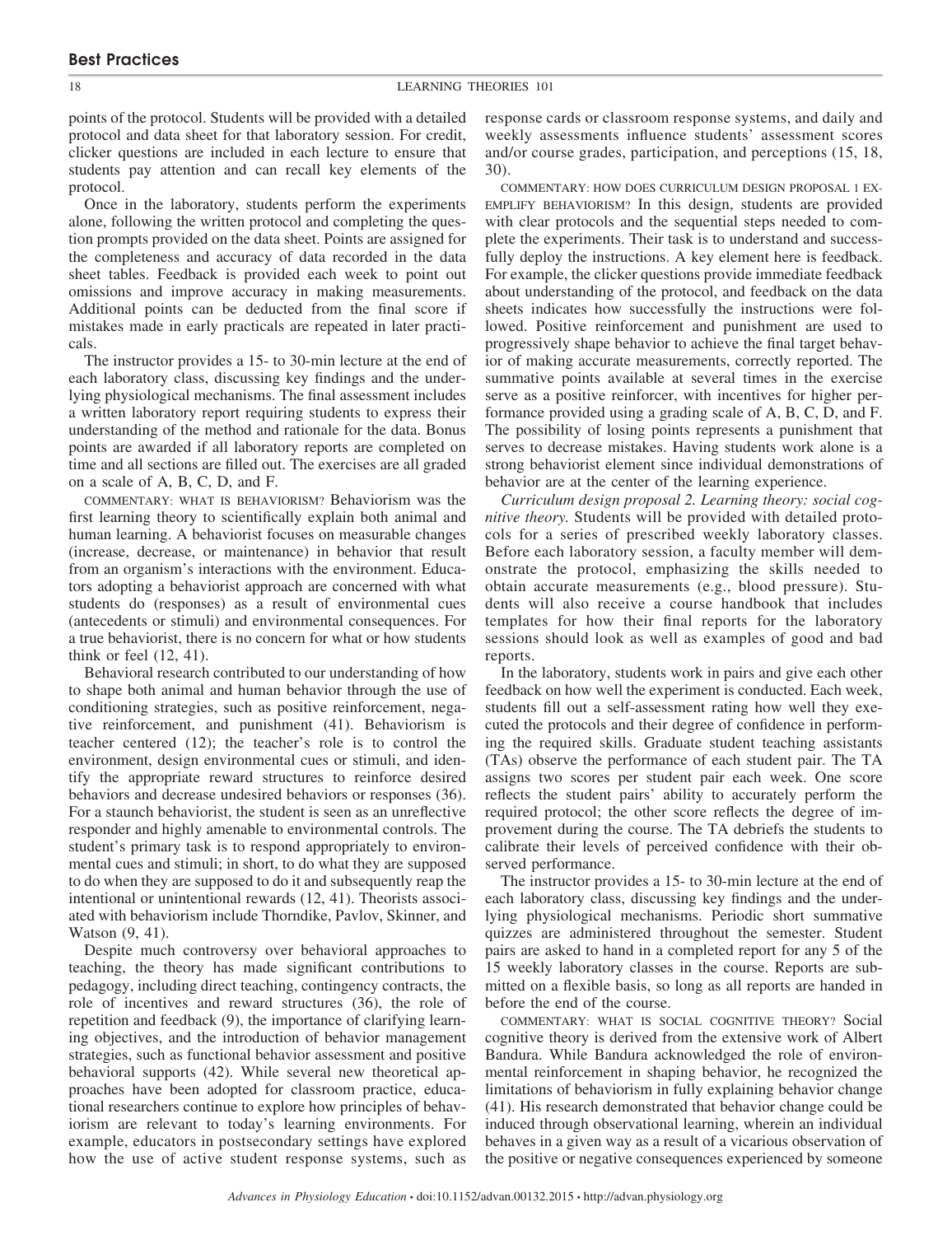points of the protocol. Students will be provided with a detailed protocol and data sheet for that laboratory session. For credit, clicker questions are included in each lecture to ensure that students pay attention and can recall key elements of the protocol.

Once in the laboratory, students perform the experiments alone, following the written protocol and completing the question prompts provided on the data sheet. Points are assigned for the completeness and accuracy of data recorded in the data sheet tables. Feedback is provided each week to point out omissions and improve accuracy in making measurements. Additional points can be deducted from the final score if mistakes made in early practicals are repeated in later practicals.

The instructor provides a 15- to 30-min lecture at the end of each laboratory class, discussing key findings and the underlying physiological mechanisms. The final assessment includes a written laboratory report requiring students to express their understanding of the method and rationale for the data. Bonus points are awarded if all laboratory reports are completed on time and all sections are filled out. The exercises are all graded on a scale of A, B, C, D, and F.

COMMENTARY: WHAT IS BEHAVIORISM? Behaviorism was the first learning theory to scientifically explain both animal and human learning. A behaviorist focuses on measurable changes (increase, decrease, or maintenance) in behavior that result from an organism's interactions with the environment. Educators adopting a behaviorist approach are concerned with what students do (responses) as a result of environmental cues (antecedents or stimuli) and environmental consequences. For a true behaviorist, there is no concern for what or how students think or feel (12, 41).

Behavioral research contributed to our understanding of how to shape both animal and human behavior through the use of conditioning strategies, such as positive reinforcement, negative reinforcement, and punishment (41). Behaviorism is teacher centered (12); the teacher's role is to control the environment, design environmental cues or stimuli, and identify the appropriate reward structures to reinforce desired behaviors and decrease undesired behaviors or responses (36). For a staunch behaviorist, the student is seen as an unreflective responder and highly amenable to environmental controls. The student's primary task is to respond appropriately to environmental cues and stimuli; in short, to do what they are supposed to do when they are supposed to do it and subsequently reap the intentional or unintentional rewards (12, 41). Theorists associated with behaviorism include Thorndike, Pavlov, Skinner, and Watson (9, 41).

Despite much controversy over behavioral approaches to teaching, the theory has made significant contributions to pedagogy, including direct teaching, contingency contracts, the role of incentives and reward structures (36), the role of repetition and feedback (9), the importance of clarifying learning objectives, and the introduction of behavior management strategies, such as functional behavior assessment and positive behavioral supports (42). While several new theoretical approaches have been adopted for classroom practice, educational researchers continue to explore how principles of behaviorism are relevant to today's learning environments. For example, educators in postsecondary settings have explored how the use of active student response systems, such as response cards or classroom response systems, and daily and weekly assessments influence students' assessment scores and/or course grades, participation, and perceptions (15, 18, 30).

COMMENTARY: HOW DOES CURRICULUM DESIGN PROPOSAL 1 EXEMPLIFY BEHAVIORISM? In this design, students are provided with clear protocols and the sequential steps needed to complete the experiments. Their task is to understand and successfully deploy the instructions. A key element here is feedback. For example, the clicker questions provide immediate feedback about understanding of the protocol, and feedback on the data sheets indicates how successfully the instructions were followed. Positive reinforcement and punishment are used to progressively shape behavior to achieve the final target behavior of making accurate measurements, correctly reported. The summative points available at several times in the exercise serve as a positive reinforcer, with incentives for higher performance provided using a grading scale of A, B, C, D, and F. The possibility of losing points represents a punishment that serves to decrease mistakes. Having students work alone is a strong behaviorist element since individual demonstrations of behavior are at the center of the learning experience.

*Curriculum design proposal 2. Learning theory: social cognitive theory.* Students will be provided with detailed protocols for a series of prescribed weekly laboratory classes. Before each laboratory session, a faculty member will demonstrate the protocol, emphasizing the skills needed to obtain accurate measurements (e.g., blood pressure). Students will also receive a course handbook that includes templates for how their final reports for the laboratory sessions should look as well as examples of good and bad reports.

In the laboratory, students work in pairs and give each other feedback on how well the experiment is conducted. Each week, students fill out a self-assessment rating how well they executed the protocols and their degree of confidence in performing the required skills. Graduate student teaching assistants (TAs) observe the performance of each student pair. The TA assigns two scores per student pair each week. One score reflects the student pairs' ability to accurately perform the required protocol; the other score reflects the degree of improvement during the course. The TA debriefs the students to calibrate their levels of perceived confidence with their observed performance.

The instructor provides a 15- to 30-min lecture at the end of each laboratory class, discussing key findings and the underlying physiological mechanisms. Periodic short summative quizzes are administered throughout the semester. Student pairs are asked to hand in a completed report for any 5 of the 15 weekly laboratory classes in the course. Reports are submitted on a flexible basis, so long as all reports are handed in before the end of the course.

COMMENTARY: WHAT IS SOCIAL COGNITIVE THEORY? Social cognitive theory is derived from the extensive work of Albert Bandura. While Bandura acknowledged the role of environmental reinforcement in shaping behavior, he recognized the limitations of behaviorism in fully explaining behavior change (41). His research demonstrated that behavior change could be induced through observational learning, wherein an individual behaves in a given way as a result of a vicarious observation of the positive or negative consequences experienced by someone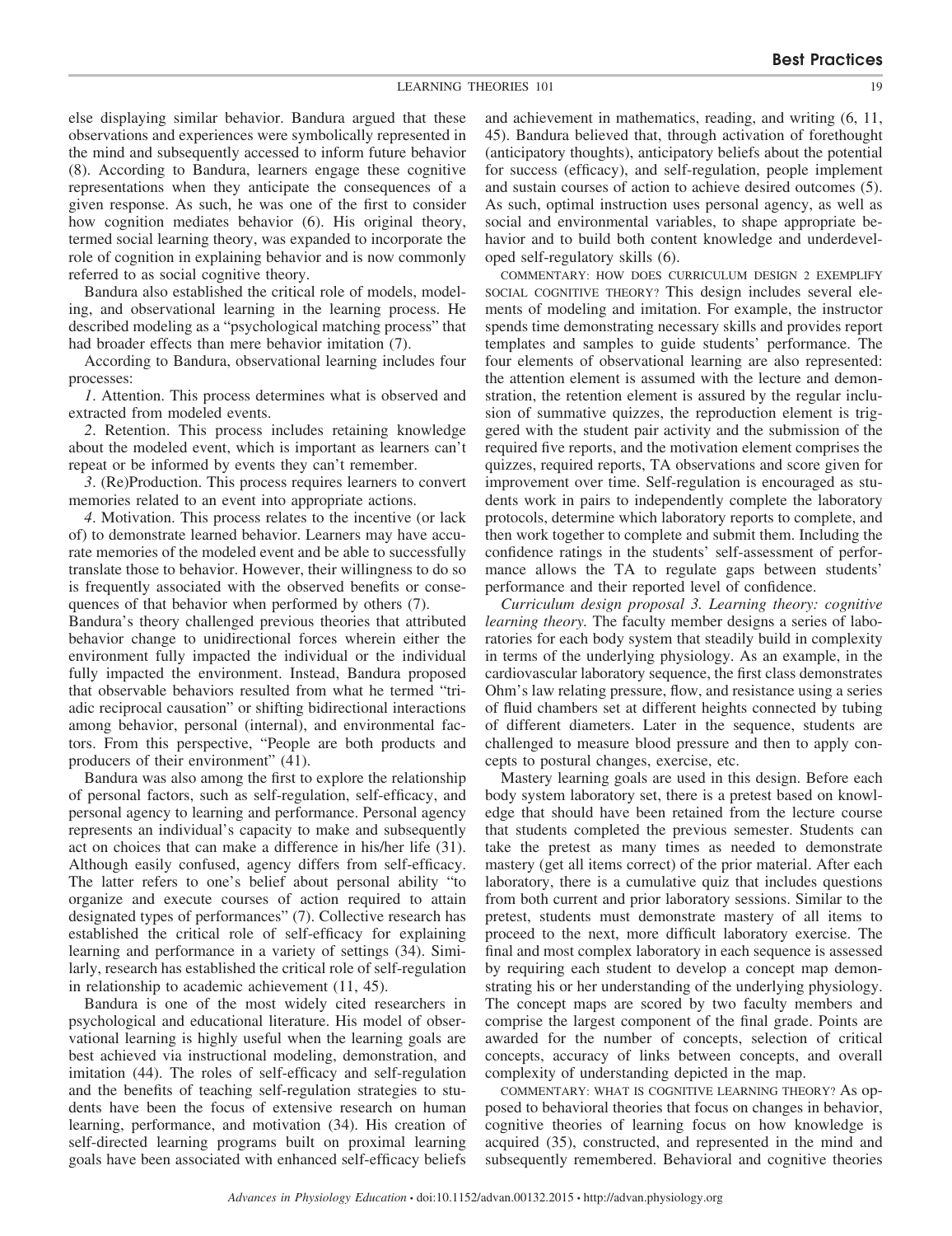else displaying similar behavior. Bandura argued that these observations and experiences were symbolically represented in the mind and subsequently accessed to inform future behavior (8). According to Bandura, learners engage these cognitive representations when they anticipate the consequences of a given response. As such, he was one of the first to consider how cognition mediates behavior (6). His original theory, termed social learning theory, was expanded to incorporate the role of cognition in explaining behavior and is now commonly referred to as social cognitive theory.

Bandura also established the critical role of models, modeling, and observational learning in the learning process. He described modeling as a "psychological matching process" that had broader effects than mere behavior imitation (7).

According to Bandura, observational learning includes four processes:

*1*. Attention. This process determines what is observed and extracted from modeled events.

*2*. Retention. This process includes retaining knowledge about the modeled event, which is important as learners can't repeat or be informed by events they can't remember.

*3*. (Re)Production. This process requires learners to convert memories related to an event into appropriate actions.

*4*. Motivation. This process relates to the incentive (or lack of) to demonstrate learned behavior. Learners may have accurate memories of the modeled event and be able to successfully translate those to behavior. However, their willingness to do so is frequently associated with the observed benefits or consequences of that behavior when performed by others (7).

Bandura's theory challenged previous theories that attributed behavior change to unidirectional forces wherein either the environment fully impacted the individual or the individual fully impacted the environment. Instead, Bandura proposed that observable behaviors resulted from what he termed "triadic reciprocal causation" or shifting bidirectional interactions among behavior, personal (internal), and environmental factors. From this perspective, "People are both products and producers of their environment" (41).

Bandura was also among the first to explore the relationship of personal factors, such as self-regulation, self-efficacy, and personal agency to learning and performance. Personal agency represents an individual's capacity to make and subsequently act on choices that can make a difference in his/her life (31). Although easily confused, agency differs from self-efficacy. The latter refers to one's belief about personal ability "to organize and execute courses of action required to attain designated types of performances" (7). Collective research has established the critical role of self-efficacy for explaining learning and performance in a variety of settings (34). Similarly, research has established the critical role of self-regulation in relationship to academic achievement (11, 45).

Bandura is one of the most widely cited researchers in psychological and educational literature. His model of observational learning is highly useful when the learning goals are best achieved via instructional modeling, demonstration, and imitation (44). The roles of self-efficacy and self-regulation and the benefits of teaching self-regulation strategies to students have been the focus of extensive research on human learning, performance, and motivation (34). His creation of self-directed learning programs built on proximal learning goals have been associated with enhanced self-efficacy beliefs and achievement in mathematics, reading, and writing (6, 11, 45). Bandura believed that, through activation of forethought (anticipatory thoughts), anticipatory beliefs about the potential for success (efficacy), and self-regulation, people implement and sustain courses of action to achieve desired outcomes (5). As such, optimal instruction uses personal agency, as well as social and environmental variables, to shape appropriate behavior and to build both content knowledge and underdeveloped self-regulatory skills (6).

COMMENTARY: HOW DOES CURRICULUM DESIGN 2 EXEMPLIFY SOCIAL COGNITIVE THEORY? This design includes several elements of modeling and imitation. For example, the instructor spends time demonstrating necessary skills and provides report templates and samples to guide students' performance. The four elements of observational learning are also represented: the attention element is assumed with the lecture and demonstration, the retention element is assured by the regular inclusion of summative quizzes, the reproduction element is triggered with the student pair activity and the submission of the required five reports, and the motivation element comprises the quizzes, required reports, TA observations and score given for improvement over time. Self-regulation is encouraged as students work in pairs to independently complete the laboratory protocols, determine which laboratory reports to complete, and then work together to complete and submit them. Including the confidence ratings in the students' self-assessment of performance allows the TA to regulate gaps between students' performance and their reported level of confidence.

*Curriculum design proposal 3. Learning theory: cognitive learning theory.* The faculty member designs a series of laboratories for each body system that steadily build in complexity in terms of the underlying physiology. As an example, in the cardiovascular laboratory sequence, the first class demonstrates Ohm's law relating pressure, flow, and resistance using a series of fluid chambers set at different heights connected by tubing of different diameters. Later in the sequence, students are challenged to measure blood pressure and then to apply concepts to postural changes, exercise, etc.

Mastery learning goals are used in this design. Before each body system laboratory set, there is a pretest based on knowledge that should have been retained from the lecture course that students completed the previous semester. Students can take the pretest as many times as needed to demonstrate mastery (get all items correct) of the prior material. After each laboratory, there is a cumulative quiz that includes questions from both current and prior laboratory sessions. Similar to the pretest, students must demonstrate mastery of all items to proceed to the next, more difficult laboratory exercise. The final and most complex laboratory in each sequence is assessed by requiring each student to develop a concept map demonstrating his or her understanding of the underlying physiology. The concept maps are scored by two faculty members and comprise the largest component of the final grade. Points are awarded for the number of concepts, selection of critical concepts, accuracy of links between concepts, and overall complexity of understanding depicted in the map.

COMMENTARY: WHAT IS COGNITIVE LEARNING THEORY? As opposed to behavioral theories that focus on changes in behavior, cognitive theories of learning focus on how knowledge is acquired (35), constructed, and represented in the mind and subsequently remembered. Behavioral and cognitive theories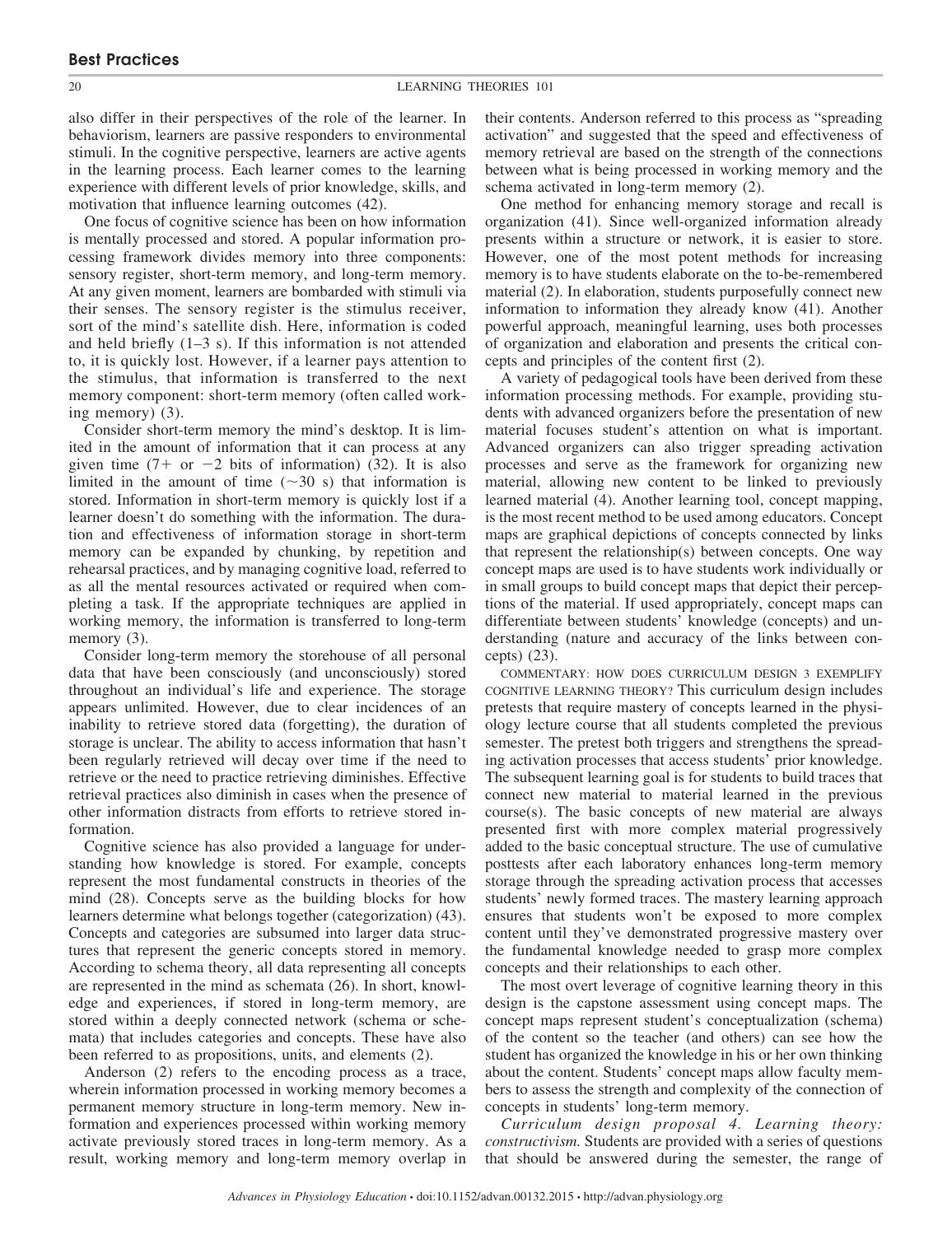also differ in their perspectives of the role of the learner. In behaviorism, learners are passive responders to environmental stimuli. In the cognitive perspective, learners are active agents in the learning process. Each learner comes to the learning experience with different levels of prior knowledge, skills, and motivation that influence learning outcomes (42).

One focus of cognitive science has been on how information is mentally processed and stored. A popular information processing framework divides memory into three components: sensory register, short-term memory, and long-term memory. At any given moment, learners are bombarded with stimuli via their senses. The sensory register is the stimulus receiver, sort of the mind's satellite dish. Here, information is coded and held briefly (1–3 s). If this information is not attended to, it is quickly lost. However, if a learner pays attention to the stimulus, that information is transferred to the next memory component: short-term memory (often called working memory) (3).

Consider short-term memory the mind's desktop. It is limited in the amount of information that it can process at any given time (7+ or −2 bits of information) (32). It is also limited in the amount of time (~30 s) that information is stored. Information in short-term memory is quickly lost if a learner doesn't do something with the information. The duration and effectiveness of information storage in short-term memory can be expanded by chunking, by repetition and rehearsal practices, and by managing cognitive load, referred to as all the mental resources activated or required when completing a task. If the appropriate techniques are applied in working memory, the information is transferred to long-term memory (3).

Consider long-term memory the storehouse of all personal data that have been consciously (and unconsciously) stored throughout an individual's life and experience. The storage appears unlimited. However, due to clear incidences of an inability to retrieve stored data (forgetting), the duration of storage is unclear. The ability to access information that hasn't been regularly retrieved will decay over time if the need to retrieve or the need to practice retrieving diminishes. Effective retrieval practices also diminish in cases when the presence of other information distracts from efforts to retrieve stored information.

Cognitive science has also provided a language for understanding how knowledge is stored. For example, concepts represent the most fundamental constructs in theories of the mind (28). Concepts serve as the building blocks for how learners determine what belongs together (categorization) (43). Concepts and categories are subsumed into larger data structures that represent the generic concepts stored in memory. According to schema theory, all data representing all concepts are represented in the mind as schemata (26). In short, knowledge and experiences, if stored in long-term memory, are stored within a deeply connected network (schema or schemata) that includes categories and concepts. These have also been referred to as propositions, units, and elements (2).

Anderson (2) refers to the encoding process as a trace, wherein information processed in working memory becomes a permanent memory structure in long-term memory. New information and experiences processed within working memory activate previously stored traces in long-term memory. As a result, working memory and long-term memory overlap in their contents. Anderson referred to this process as "spreading activation" and suggested that the speed and effectiveness of memory retrieval are based on the strength of the connections between what is being processed in working memory and the schema activated in long-term memory (2).

One method for enhancing memory storage and recall is organization (41). Since well-organized information already presents within a structure or network, it is easier to store. However, one of the most potent methods for increasing memory is to have students elaborate on the to-be-remembered material (2). In elaboration, students purposefully connect new information to information they already know (41). Another powerful approach, meaningful learning, uses both processes of organization and elaboration and presents the critical concepts and principles of the content first (2).

A variety of pedagogical tools have been derived from these information processing methods. For example, providing students with advanced organizers before the presentation of new material focuses student's attention on what is important. Advanced organizers can also trigger spreading activation processes and serve as the framework for organizing new material, allowing new content to be linked to previously learned material (4). Another learning tool, concept mapping, is the most recent method to be used among educators. Concept maps are graphical depictions of concepts connected by links that represent the relationship(s) between concepts. One way concept maps are used is to have students work individually or in small groups to build concept maps that depict their perceptions of the material. If used appropriately, concept maps can differentiate between students' knowledge (concepts) and understanding (nature and accuracy of the links between concepts) (23).

COMMENTARY: HOW DOES CURRICULUM DESIGN 3 EXEMPLIFY COGNITIVE LEARNING THEORY? This curriculum design includes pretests that require mastery of concepts learned in the physiology lecture course that all students completed the previous semester. The pretest both triggers and strengthens the spreading activation processes that access students' prior knowledge. The subsequent learning goal is for students to build traces that connect new material to material learned in the previous course(s). The basic concepts of new material are always presented first with more complex material progressively added to the basic conceptual structure. The use of cumulative posttests after each laboratory enhances long-term memory storage through the spreading activation process that accesses students' newly formed traces. The mastery learning approach ensures that students won't be exposed to more complex content until they've demonstrated progressive mastery over the fundamental knowledge needed to grasp more complex concepts and their relationships to each other.

The most overt leverage of cognitive learning theory in this design is the capstone assessment using concept maps. The concept maps represent student's conceptualization (schema) of the content so the teacher (and others) can see how the student has organized the knowledge in his or her own thinking about the content. Students' concept maps allow faculty members to assess the strength and complexity of the connection of concepts in students' long-term memory.

*Curriculum design proposal 4. Learning theory: constructivism.* Students are provided with a series of questions that should be answered during the semester, the range of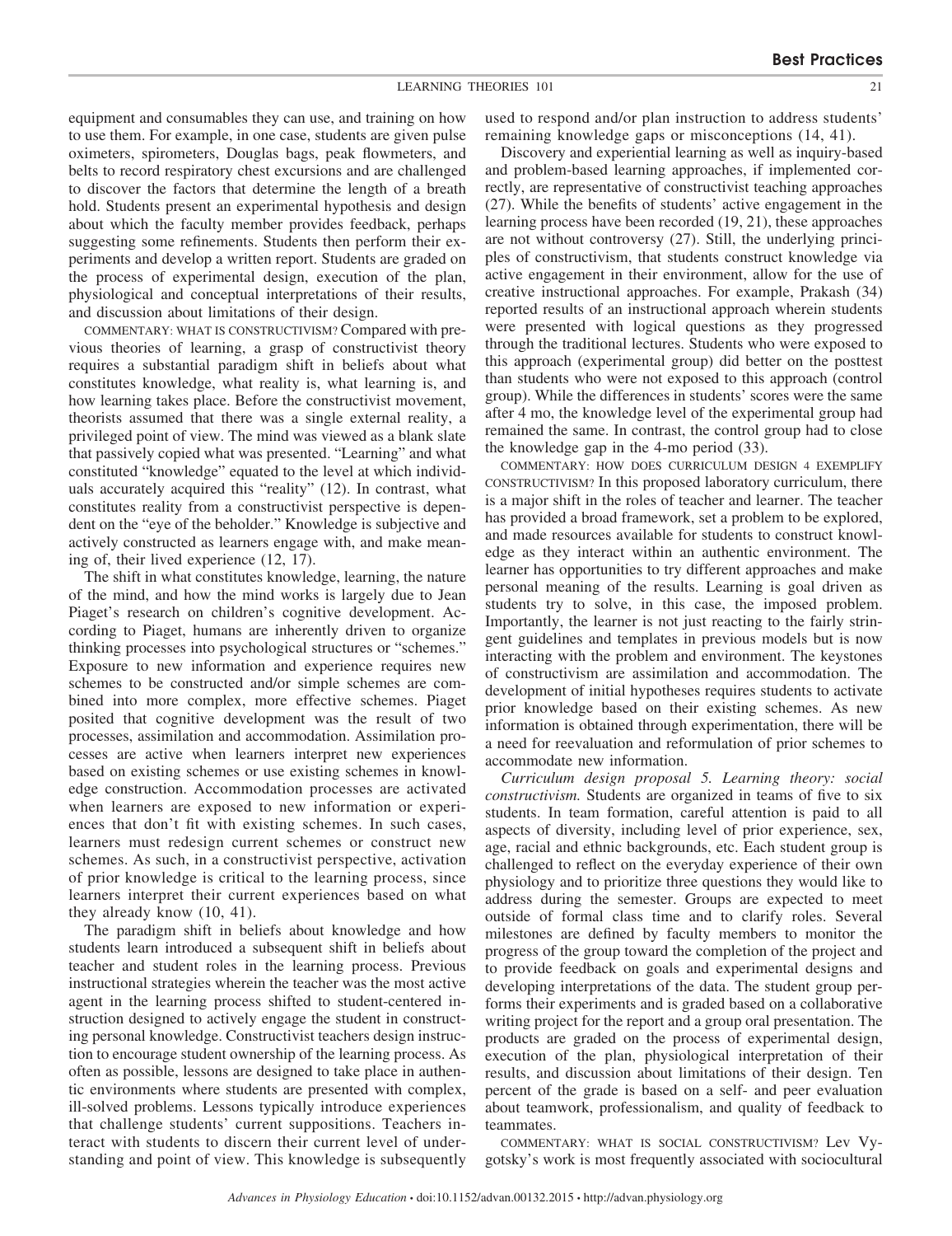equipment and consumables they can use, and training on how to use them. For example, in one case, students are given pulse oximeters, spirometers, Douglas bags, peak flowmeters, and belts to record respiratory chest excursions and are challenged to discover the factors that determine the length of a breath hold. Students present an experimental hypothesis and design about which the faculty member provides feedback, perhaps suggesting some refinements. Students then perform their experiments and develop a written report. Students are graded on the process of experimental design, execution of the plan, physiological and conceptual interpretations of their results, and discussion about limitations of their design.

COMMENTARY: WHAT IS CONSTRUCTIVISM? Compared with previous theories of learning, a grasp of constructivist theory requires a substantial paradigm shift in beliefs about what constitutes knowledge, what reality is, what learning is, and how learning takes place. Before the constructivist movement, theorists assumed that there was a single external reality, a privileged point of view. The mind was viewed as a blank slate that passively copied what was presented. "Learning" and what constituted "knowledge" equated to the level at which individuals accurately acquired this "reality" (12). In contrast, what constitutes reality from a constructivist perspective is dependent on the "eye of the beholder." Knowledge is subjective and actively constructed as learners engage with, and make meaning of, their lived experience (12, 17).

The shift in what constitutes knowledge, learning, the nature of the mind, and how the mind works is largely due to Jean Piaget's research on children's cognitive development. According to Piaget, humans are inherently driven to organize thinking processes into psychological structures or "schemes." Exposure to new information and experience requires new schemes to be constructed and/or simple schemes are combined into more complex, more effective schemes. Piaget posited that cognitive development was the result of two processes, assimilation and accommodation. Assimilation processes are active when learners interpret new experiences based on existing schemes or use existing schemes in knowledge construction. Accommodation processes are activated when learners are exposed to new information or experiences that don't fit with existing schemes. In such cases, learners must redesign current schemes or construct new schemes. As such, in a constructivist perspective, activation of prior knowledge is critical to the learning process, since learners interpret their current experiences based on what they already know (10, 41).

The paradigm shift in beliefs about knowledge and how students learn introduced a subsequent shift in beliefs about teacher and student roles in the learning process. Previous instructional strategies wherein the teacher was the most active agent in the learning process shifted to student-centered instruction designed to actively engage the student in constructing personal knowledge. Constructivist teachers design instruction to encourage student ownership of the learning process. As often as possible, lessons are designed to take place in authentic environments where students are presented with complex, ill-solved problems. Lessons typically introduce experiences that challenge students' current suppositions. Teachers interact with students to discern their current level of understanding and point of view. This knowledge is subsequently used to respond and/or plan instruction to address students' remaining knowledge gaps or misconceptions (14, 41).

Discovery and experiential learning as well as inquiry-based and problem-based learning approaches, if implemented correctly, are representative of constructivist teaching approaches (27). While the benefits of students' active engagement in the learning process have been recorded (19, 21), these approaches are not without controversy (27). Still, the underlying principles of constructivism, that students construct knowledge via active engagement in their environment, allow for the use of creative instructional approaches. For example, Prakash (34) reported results of an instructional approach wherein students were presented with logical questions as they progressed through the traditional lectures. Students who were exposed to this approach (experimental group) did better on the posttest than students who were not exposed to this approach (control group). While the differences in students' scores were the same after 4 mo, the knowledge level of the experimental group had remained the same. In contrast, the control group had to close the knowledge gap in the 4-mo period (33).

COMMENTARY: HOW DOES CURRICULUM DESIGN 4 EXEMPLIFY CONSTRUCTIVISM? In this proposed laboratory curriculum, there is a major shift in the roles of teacher and learner. The teacher has provided a broad framework, set a problem to be explored, and made resources available for students to construct knowledge as they interact within an authentic environment. The learner has opportunities to try different approaches and make personal meaning of the results. Learning is goal driven as students try to solve, in this case, the imposed problem. Importantly, the learner is not just reacting to the fairly stringent guidelines and templates in previous models but is now interacting with the problem and environment. The keystones of constructivism are assimilation and accommodation. The development of initial hypotheses requires students to activate prior knowledge based on their existing schemes. As new information is obtained through experimentation, there will be a need for reevaluation and reformulation of prior schemes to accommodate new information.

*Curriculum design proposal 5. Learning theory: social constructivism.* Students are organized in teams of five to six students. In team formation, careful attention is paid to all aspects of diversity, including level of prior experience, sex, age, racial and ethnic backgrounds, etc. Each student group is challenged to reflect on the everyday experience of their own physiology and to prioritize three questions they would like to address during the semester. Groups are expected to meet outside of formal class time and to clarify roles. Several milestones are defined by faculty members to monitor the progress of the group toward the completion of the project and to provide feedback on goals and experimental designs and developing interpretations of the data. The student group performs their experiments and is graded based on a collaborative writing project for the report and a group oral presentation. The products are graded on the process of experimental design, execution of the plan, physiological interpretation of their results, and discussion about limitations of their design. Ten percent of the grade is based on a self- and peer evaluation about teamwork, professionalism, and quality of feedback to teammates.

COMMENTARY: WHAT IS SOCIAL CONSTRUCTIVISM? Lev Vygotsky's work is most frequently associated with sociocultural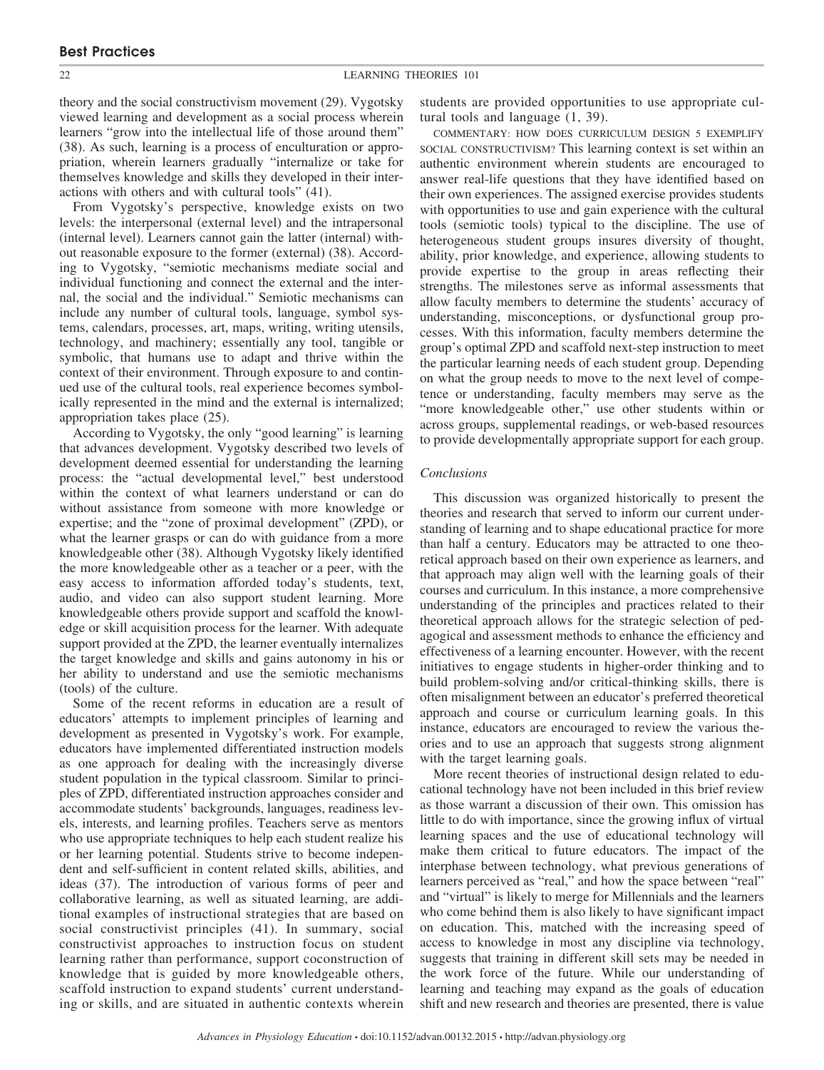theory and the social constructivism movement (29). Vygotsky viewed learning and development as a social process wherein learners "grow into the intellectual life of those around them" (38). As such, learning is a process of enculturation or appropriation, wherein learners gradually "internalize or take for themselves knowledge and skills they developed in their interactions with others and with cultural tools" (41).

From Vygotsky's perspective, knowledge exists on two levels: the interpersonal (external level) and the intrapersonal (internal level). Learners cannot gain the latter (internal) without reasonable exposure to the former (external) (38). According to Vygotsky, "semiotic mechanisms mediate social and individual functioning and connect the external and the internal, the social and the individual." Semiotic mechanisms can include any number of cultural tools, language, symbol systems, calendars, processes, art, maps, writing, writing utensils, technology, and machinery; essentially any tool, tangible or symbolic, that humans use to adapt and thrive within the context of their environment. Through exposure to and continued use of the cultural tools, real experience becomes symbolically represented in the mind and the external is internalized; appropriation takes place (25).

According to Vygotsky, the only "good learning" is learning that advances development. Vygotsky described two levels of development deemed essential for understanding the learning process: the "actual developmental level," best understood within the context of what learners understand or can do without assistance from someone with more knowledge or expertise; and the "zone of proximal development" (ZPD), or what the learner grasps or can do with guidance from a more knowledgeable other (38). Although Vygotsky likely identified the more knowledgeable other as a teacher or a peer, with the easy access to information afforded today's students, text, audio, and video can also support student learning. More knowledgeable others provide support and scaffold the knowledge or skill acquisition process for the learner. With adequate support provided at the ZPD, the learner eventually internalizes the target knowledge and skills and gains autonomy in his or her ability to understand and use the semiotic mechanisms (tools) of the culture.

Some of the recent reforms in education are a result of educators' attempts to implement principles of learning and development as presented in Vygotsky's work. For example, educators have implemented differentiated instruction models as one approach for dealing with the increasingly diverse student population in the typical classroom. Similar to principles of ZPD, differentiated instruction approaches consider and accommodate students' backgrounds, languages, readiness levels, interests, and learning profiles. Teachers serve as mentors who use appropriate techniques to help each student realize his or her learning potential. Students strive to become independent and self-sufficient in content related skills, abilities, and ideas (37). The introduction of various forms of peer and collaborative learning, as well as situated learning, are additional examples of instructional strategies that are based on social constructivist principles (41). In summary, social constructivist approaches to instruction focus on student learning rather than performance, support coconstruction of knowledge that is guided by more knowledgeable others, scaffold instruction to expand students' current understanding or skills, and are situated in authentic contexts wherein students are provided opportunities to use appropriate cultural tools and language (1, 39).

COMMENTARY: HOW DOES CURRICULUM DESIGN 5 EXEMPLIFY SOCIAL CONSTRUCTIVISM? This learning context is set within an authentic environment wherein students are encouraged to answer real-life questions that they have identified based on their own experiences. The assigned exercise provides students with opportunities to use and gain experience with the cultural tools (semiotic tools) typical to the discipline. The use of heterogeneous student groups insures diversity of thought, ability, prior knowledge, and experience, allowing students to provide expertise to the group in areas reflecting their strengths. The milestones serve as informal assessments that allow faculty members to determine the students' accuracy of understanding, misconceptions, or dysfunctional group processes. With this information, faculty members determine the group's optimal ZPD and scaffold next-step instruction to meet the particular learning needs of each student group. Depending on what the group needs to move to the next level of competence or understanding, faculty members may serve as the "more knowledgeable other," use other students within or across groups, supplemental readings, or web-based resources to provide developmentally appropriate support for each group.

### *Conclusions*

This discussion was organized historically to present the theories and research that served to inform our current understanding of learning and to shape educational practice for more than half a century. Educators may be attracted to one theoretical approach based on their own experience as learners, and that approach may align well with the learning goals of their courses and curriculum. In this instance, a more comprehensive understanding of the principles and practices related to their theoretical approach allows for the strategic selection of pedagogical and assessment methods to enhance the efficiency and effectiveness of a learning encounter. However, with the recent initiatives to engage students in higher-order thinking and to build problem-solving and/or critical-thinking skills, there is often misalignment between an educator's preferred theoretical approach and course or curriculum learning goals. In this instance, educators are encouraged to review the various theories and to use an approach that suggests strong alignment with the target learning goals.

More recent theories of instructional design related to educational technology have not been included in this brief review as those warrant a discussion of their own. This omission has little to do with importance, since the growing influx of virtual learning spaces and the use of educational technology will make them critical to future educators. The impact of the interphase between technology, what previous generations of learners perceived as "real," and how the space between "real" and "virtual" is likely to merge for Millennials and the learners who come behind them is also likely to have significant impact on education. This, matched with the increasing speed of access to knowledge in most any discipline via technology, suggests that training in different skill sets may be needed in the work force of the future. While our understanding of learning and teaching may expand as the goals of education shift and new research and theories are presented, there is value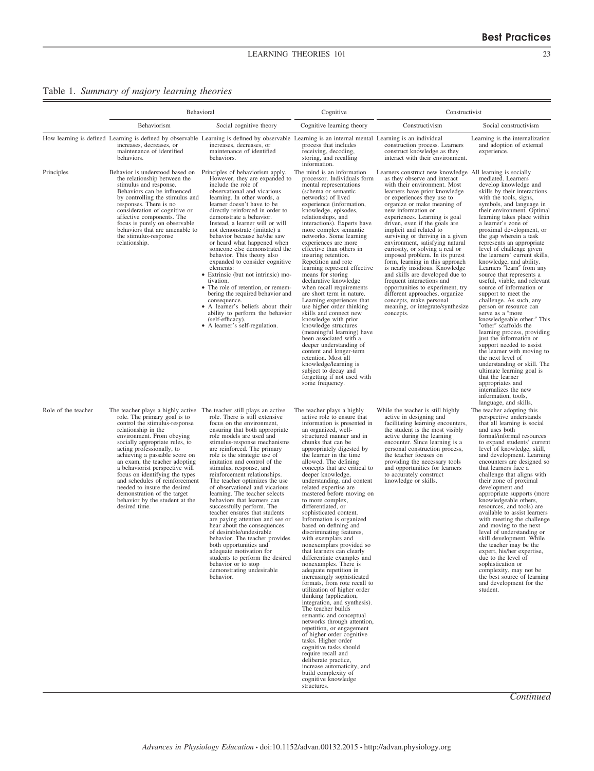Table 1. *Summary of major learning theories*

| | Behavioral | | Cognitive | Constructivist | |
|---|---|---|---|---|---|
| | Behaviorism | Social cognitive theory | Cognitive learning theory | Constructivism | Social constructivism |
| How learning is defined | Learning is defined by observable increases, decreases, or maintenance of identified behaviors. | Learning is defined by observable increases, decreases, or maintenance of identified behaviors. | Learning is an internal mental process that includes receiving, decoding, storing, and recalling information. | Learning is an individual construction process. Learners construct knowledge as they interact with their environment. | Learning is the internalization and adoption of external experience. |
| Principles | Behavior is understood based on the relationship between the stimulus and response. Behaviors can be influenced by controlling the stimulus and responses. There is no consideration of cognitive or affective components. The focus is purely on observable behaviors that are amenable to the stimulus-response relationship. | Principles of behaviorism apply. However, they are expanded to include the role of observational and vicarious learning. In other words, a learner doesn't have to be directly reinforced in order to demonstrate a behavior. Instead, a learner will or will not demonstrate (imitate) a behavior because he/she saw or heard what happened when someone else demonstrated the behavior. This theory also expanded to consider cognitive elements:<br>• Extrinsic (but not intrinsic) motivation.<br>• The role of retention, or remembering the required behavior and consequence.<br>• A learner's beliefs about their ability to perform the behavior (self-efficacy).<br>• A learner's self-regulation. | The mind is an information processor. Individuals form mental representations (schema or semantic networks) of lived experience (information, knowledge, episodes, relationships, and interactions). Experts have more complex semantic networks. Some learning experiences are more effective than others in insuring retention. Repetition and rote learning represent effective means for storing declarative knowledge when recall requirements are short term in nature. Learning experiences that use higher order thinking skills and connect new knowledge with prior knowledge structures (meaningful learning) have been associated with a deeper understanding of content and longer-term retention. Most all knowledge/learning is subject to decay and forgetting if not used with some frequency. | Learners construct new knowledge as they observe and interact with their environment. Most learners have prior knowledge or experiences they use to organize or make meaning of new information or experiences. Learning is goal driven, even if the goals are implicit and related to surviving or thriving in a given environment, satisfying natural curiosity, or solving a real or imposed problem. In its purest form, learning in this approach is nearly insidious. Knowledge and skills are developed due to frequent interactions and opportunities to experiment, try different approaches, organize concepts, make personal meaning, or integrate/synthesize concepts. | All learning is socially mediated. Learners develop knowledge and skills by their interactions with the tools, signs, symbols, and language in their environment. Optimal learning takes place within a learner's zone of proximal development, or the gap wherein a task represents an appropriate level of challenge given the learners' current skills, knowledge, and ability. Learners "learn" from any source that represents a useful, viable, and relevant source of information or support to meet the challenge. As such, any person or resource can serve as a "more knowledgeable other." This "other" scaffolds the learning process, providing just the information or support needed to assist the learner with moving to the next level of understanding or skill. The ultimate learning goal is that the learner appropriates and internalizes the new information, tools, language, and skills. |
| Role of the teacher | The teacher plays a highly active role. The primary goal is to control the stimulus-response relationship in the environment. From obeying socially appropriate rules, to acting professionally, to achieving a passable score on an exam, the teacher adopting a behaviorist perspective will focus on identifying the types and schedules of reinforcement needed to insure the desired demonstration of the target behavior by the student at the desired time. | The teacher still plays an active role. There is still extensive focus on the environment, ensuring that both appropriate role models are used and stimulus-response mechanisms are reinforced. The primary role is the strategic use of imitation and control of the stimulus, response, and reinforcement relationships. The teacher optimizes the use of observational and vicarious learning. The teacher selects behaviors that learners can successfully perform. The teacher ensures that students are paying attention and see or hear about the consequences of desirable/undesirable behavior. The teacher provides both opportunities and adequate motivation for students to perform the desired behavior or to stop demonstrating undesirable behavior. | The teacher plays a highly active role to ensure that information is presented in an organized, well-structured manner and in chunks that can be appropriately digested by the learner in the time allowed. The defining concepts that are critical to deeper knowledge, understanding, and content related expertise are mastered before moving on to more complex, differentiated, or sophisticated content. Information is organized based on defining and discriminating features, with exemplars and nonexemplars provided so that learners can clearly differentiate examples and nonexamples. There is adequate repetition in increasingly sophisticated formats, from rote recall to utilization of higher order thinking (application, integration, and synthesis). The teacher builds semantic and conceptual networks through attention, repetition, or engagement of higher order cognitive tasks. Higher order cognitive tasks should require recall and deliberate practice, increase automaticity, and build complexity of cognitive knowledge structures. | While the teacher is still highly active in designing and facilitating learning encounters, the student is the most visibly active during the learning encounter. Since learning is a personal construction process, the teacher focuses on providing the necessary tools and opportunities for learners to accurately construct knowledge or skills. | The teacher adopting this perspective understands that all learning is social and uses both formal/informal resources to expand students' current level of knowledge, skill, and development. Learning encounters are designed so that learners face a challenge that aligns with their zone of proximal development and appropriate supports (more knowledgeable others, resources, and tools) are available to assist learners with meeting the challenge and moving to the next level of understanding or skill development. While the teacher may be the expert, his/her expertise, due to the level of sophistication or complexity, may not be the best source of learning and development for the student. |

*Continued*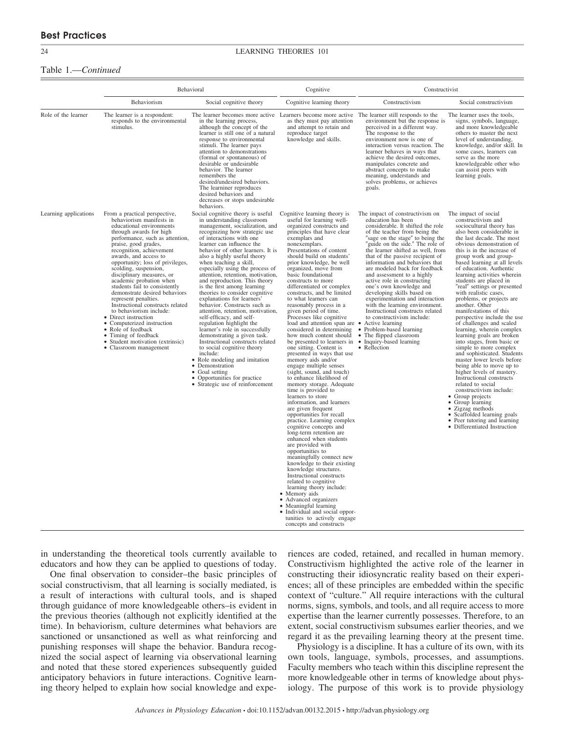Table 1.—*Continued*

| | Behavioral | | Cognitive | Constructivist | |
|---|---|---|---|---|---|
| | Behaviorism | Social cognitive theory | Cognitive learning theory | Constructivism | Social constructivism |
| Role of the learner | The learner is a respondent: responds to the environmental stimulus. | The learner becomes more active in the learning process, although the concept of the learner is still one of a natural response to environmental stimuli. The learner pays attention to demonstrations (formal or spontaneous) of desirable or undesirable behavior. The learner remembers the desired/undesired behaviors. The learniner reproduces desired behaviors and decreases or stops undesirable behaviors. | Learners become more active as they must pay attention and attempt to retain and reproduce target knowledge and skills. | The learner still responds to the environment but the response is perceived in a different way. The response to the environment now is one of interaction versus reaction. The learner behaves in ways that achieve the desired outcomes, manipulates concrete and abstract concepts to make meaning, understands and solves problems, or achieves goals. | The learner uses the tools, signs, symbols, language, and more knowledgeable others to master the next level of understanding, knowledge, and/or skill. In some cases, learners can serve as the more knowledgeable other who can assist peers with learning goals. |
| Learning applications | From a practical perspective, behaviorism manifests in educational environments through awards for high performance, such as attention, praise, good grades, recognition, achievement awards, and access to opportunity; loss of privileges, scolding, suspension, disciplinary measures, or academic probation when students fail to consistently demonstrate desired behaviors represent penalties. Instructional constructs related to behaviorism include:<br>• Direct instruction<br>• Computerized instruction<br>• Role of feedback<br>• Timing of feedback<br>• Student motivation (extrinsic)<br>• Classroom management | Social cognitive theory is useful in understanding classroom management, socialization, and recognizing how strategic use of interactions with one learner can influence the behavior of other learners. It is also a highly useful theory when teaching a skill, especially using the process of attention, retention, motivation, and reproduction. This theory is the first among learning theories to consider cognitive explanations for learners' behavior. Constructs such as attention, retention, motivation, self-efficacy, and self-regulation highlight the learner's role in successfully demonstrating a given task. Instructional constructs related to social cognitive theory include:<br>• Role modeling and imitation<br>• Demonstration<br>• Goal setting<br>• Opportunities for practice<br>• Strategic use of reinforcement | Cognitive learning theory is useful for learning well-organized constructs and principles that have clear exemplars and nonexemplars. Presentations of content should build on students' prior knowledge, be well organized, move from basic foundational constructs to more differentiated or complex constructs, and be limited to what learners can reasonably process in a given period of time. Processes like cognitive load and attention span are considered in determining how much content should be presented to learners in one sitting. Content is presented in ways that use memory aids and/or engage multiple senses (sight, sound, and touch) to enhance likelihood of memory storage. Adequate time is provided to learners to store information, and learners are given frequent opportunities for recall practice. Learning complex cognitive concepts and long-term retention are enhanced when students are provided with opportunities to meaningfully connect new knowledge to their existing knowledge structures. Instructional constructs related to cognitive learning theory include:<br>• Memory aids<br>• Advanced organizers<br>• Meaningful learning<br>• Individual and social opportunities to actively engage concepts and constructs | The impact of constructivism on education has been considerable. It shifted the role of the teacher from being the "sage on the stage" to being the "guide on the side." The role of the learner shifted as well, from that of the passive recipient of information and behaviors that are modeled back for feedback and assessment to a highly active role in constructing one's own knowledge and developing skills based on experimentation and interaction with the learning environment. Instructional constructs related to constructivism include:<br>• Active learning<br>• Problem-based learning<br>• The flipped classroom<br>• Inquiry-based learning<br>• Reflection | The impact of social constructivism and sociocultural theory has also been considerable in the last decade. The most obvious demonstration of this is in the increase of group work and group-based learning at all levels of education. Authentic learning activities wherein students are placed in "real" settings or presented with realistic cases, problems, or projects are another. Other manifestations of this perspective include the use of challenges and scaled learning, wherein complex learning goals are broken into stages, from basic or simple to more complex and sophisticated. Students master lower levels before being able to move up to higher levels of mastery. Instructional constructs related to social constructivism include:<br>• Group projects<br>• Group learning<br>• Zigzag methods<br>• Scaffolded learning goals<br>• Peer tutoring and learning<br>• Differentiated Instruction |

in understanding the theoretical tools currently available to educators and how they can be applied to questions of today.

One final observation to consider–the basic principles of social constructivism, that all learning is socially mediated, is a result of interactions with cultural tools, and is shaped through guidance of more knowledgeable others–is evident in the previous theories (although not explicitly identified at the time). In behaviorism, culture determines what behaviors are sanctioned or unsanctioned as well as what reinforcing and punishing responses will shape the behavior. Bandura recognized the social aspect of learning via observational learning and noted that these stored experiences subsequently guided anticipatory behaviors in future interactions. Cognitive learning theory helped to explain how social knowledge and experiences are coded, retained, and recalled in human memory. Constructivism highlighted the active role of the learner in constructing their idiosyncratic reality based on their experiences; all of these principles are embedded within the specific context of "culture." All require interactions with the cultural norms, signs, symbols, and tools, and all require access to more expertise than the learner currently possesses. Therefore, to an extent, social constructivism subsumes earlier theories, and we regard it as the prevailing learning theory at the present time.

Physiology is a discipline. It has a culture of its own, with its own tools, language, symbols, processes, and assumptions. Faculty members who teach within this discipline represent the more knowledgeable other in terms of knowledge about physiology. The purpose of this work is to provide physiology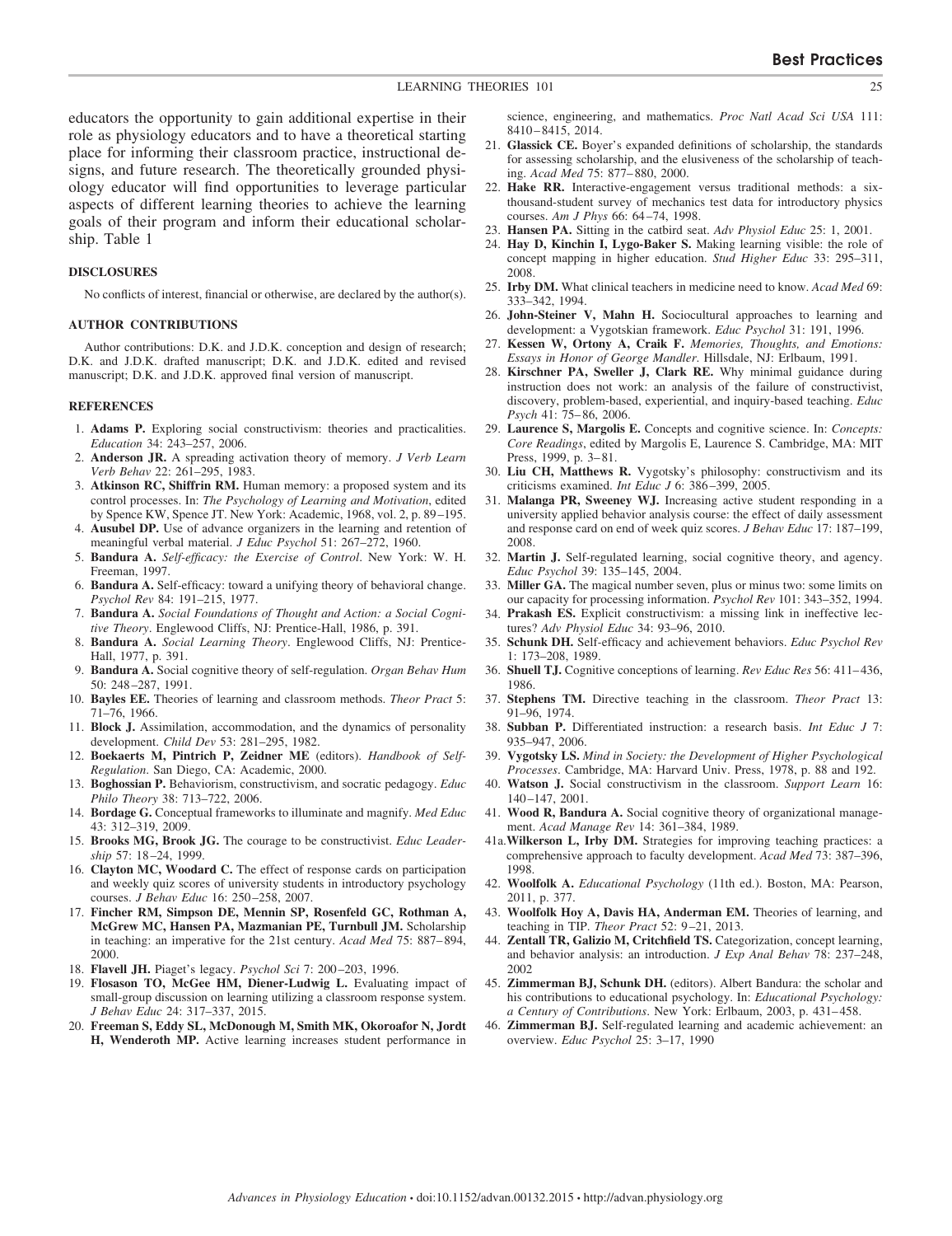educators the opportunity to gain additional expertise in their role as physiology educators and to have a theoretical starting place for informing their classroom practice, instructional designs, and future research. The theoretically grounded physiology educator will find opportunities to leverage particular aspects of different learning theories to achieve the learning goals of their program and inform their educational scholarship. Table 1

## DISCLOSURES

No conflicts of interest, financial or otherwise, are declared by the author(s).

## AUTHOR CONTRIBUTIONS

Author contributions: D.K. and J.D.K. conception and design of research; D.K. and J.D.K. drafted manuscript; D.K. and J.D.K. edited and revised manuscript; D.K. and J.D.K. approved final version of manuscript.

## REFERENCES

1. **Adams P.** Exploring social constructivism: theories and practicalities. *Education* 34: 243–257, 2006.
2. **Anderson JR.** A spreading activation theory of memory. *J Verb Learn Verb Behav* 22: 261–295, 1983.
3. **Atkinson RC, Shiffrin RM.** Human memory: a proposed system and its control processes. In: *The Psychology of Learning and Motivation*, edited by Spence KW, Spence JT. New York: Academic, 1968, vol. 2, p. 89–195.
4. **Ausubel DP.** Use of advance organizers in the learning and retention of meaningful verbal material. *J Educ Psychol* 51: 267–272, 1960.
5. **Bandura A.** *Self-efficacy: the Exercise of Control*. New York: W. H. Freeman, 1997.
6. **Bandura A.** Self-efficacy: toward a unifying theory of behavioral change. *Psychol Rev* 84: 191–215, 1977.
7. **Bandura A.** *Social Foundations of Thought and Action: a Social Cognitive Theory*. Englewood Cliffs, NJ: Prentice-Hall, 1986, p. 391.
8. **Bandura A.** *Social Learning Theory*. Englewood Cliffs, NJ: Prentice-Hall, 1977, p. 391.
9. **Bandura A.** Social cognitive theory of self-regulation. *Organ Behav Hum* 50: 248–287, 1991.
10. **Bayles EE.** Theories of learning and classroom methods. *Theor Pract* 5: 71–76, 1966.
11. **Block J.** Assimilation, accommodation, and the dynamics of personality development. *Child Dev* 53: 281–295, 1982.
12. **Boekaerts M, Pintrich P, Zeidner ME** (editors). *Handbook of Self-Regulation*. San Diego, CA: Academic, 2000.
13. **Boghossian P.** Behaviorism, constructivism, and socratic pedagogy. *Educ Philo Theory* 38: 713–722, 2006.
14. **Bordage G.** Conceptual frameworks to illuminate and magnify. *Med Educ* 43: 312–319, 2009.
15. **Brooks MG, Brook JG.** The courage to be constructivist. *Educ Leadership* 57: 18–24, 1999.
16. **Clayton MC, Woodard C.** The effect of response cards on participation and weekly quiz scores of university students in introductory psychology courses. *J Behav Educ* 16: 250–258, 2007.
17. **Fincher RM, Simpson DE, Mennin SP, Rosenfeld GC, Rothman A, McGrew MC, Hansen PA, Mazmanian PE, Turnbull JM.** Scholarship in teaching: an imperative for the 21st century. *Acad Med* 75: 887–894, 2000.
18. **Flavell JH.** Piaget's legacy. *Psychol Sci* 7: 200–203, 1996.
19. **Flosason TO, McGee HM, Diener-Ludwig L.** Evaluating impact of small-group discussion on learning utilizing a classroom response system. *J Behav Educ* 24: 317–337, 2015.
20. **Freeman S, Eddy SL, McDonough M, Smith MK, Okoroafor N, Jordt H, Wenderoth MP.** Active learning increases student performance in science, engineering, and mathematics. *Proc Natl Acad Sci USA* 111: 8410–8415, 2014.
21. **Glassick CE.** Boyer's expanded definitions of scholarship, the standards for assessing scholarship, and the elusiveness of the scholarship of teaching. *Acad Med* 75: 877–880, 2000.
22. **Hake RR.** Interactive-engagement versus traditional methods: a six-thousand-student survey of mechanics test data for introductory physics courses. *Am J Phys* 66: 64–74, 1998.
23. **Hansen PA.** Sitting in the catbird seat. *Adv Physiol Educ* 25: 1, 2001.
24. **Hay D, Kinchin I, Lygo-Baker S.** Making learning visible: the role of concept mapping in higher education. *Stud Higher Educ* 33: 295–311, 2008.
25. **Irby DM.** What clinical teachers in medicine need to know. *Acad Med* 69: 333–342, 1994.
26. **John-Steiner V, Mahn H.** Sociocultural approaches to learning and development: a Vygotskian framework. *Educ Psychol* 31: 191, 1996.
27. **Kessen W, Ortony A, Craik F.** *Memories, Thoughts, and Emotions: Essays in Honor of George Mandler*. Hillsdale, NJ: Erlbaum, 1991.
28. **Kirschner PA, Sweller J, Clark RE.** Why minimal guidance during instruction does not work: an analysis of the failure of constructivist, discovery, problem-based, experiential, and inquiry-based teaching. *Educ Psych* 41: 75–86, 2006.
29. **Laurence S, Margolis E.** Concepts and cognitive science. In: *Concepts: Core Readings*, edited by Margolis E, Laurence S. Cambridge, MA: MIT Press, 1999, p. 3–81.
30. **Liu CH, Matthews R.** Vygotsky's philosophy: constructivism and its criticisms examined. *Int Educ J* 6: 386–399, 2005.
31. **Malanga PR, Sweeney WJ.** Increasing active student responding in a university applied behavior analysis course: the effect of daily assessment and response card on end of week quiz scores. *J Behav Educ* 17: 187–199, 2008.
32. **Martin J.** Self-regulated learning, social cognitive theory, and agency. *Educ Psychol* 39: 135–145, 2004.
33. **Miller GA.** The magical number seven, plus or minus two: some limits on our capacity for processing information. *Psychol Rev* 101: 343–352, 1994.
34. **Prakash ES.** Explicit constructivism: a missing link in ineffective lectures? *Adv Physiol Educ* 34: 93–96, 2010.
35. **Schunk DH.** Self-efficacy and achievement behaviors. *Educ Psychol Rev* 1: 173–208, 1989.
36. **Shuell TJ.** Cognitive conceptions of learning. *Rev Educ Res* 56: 411–436, 1986.
37. **Stephens TM.** Directive teaching in the classroom. *Theor Pract* 13: 91–96, 1974.
38. **Subban P.** Differentiated instruction: a research basis. *Int Educ J* 7: 935–947, 2006.
39. **Vygotsky LS.** *Mind in Society: the Development of Higher Psychological Processes*. Cambridge, MA: Harvard Univ. Press, 1978, p. 88 and 192.
40. **Watson J.** Social constructivism in the classroom. *Support Learn* 16: 140–147, 2001.
41. **Wood R, Bandura A.** Social cognitive theory of organizational management. *Acad Manage Rev* 14: 361–384, 1989.

41a. **Wilkerson L, Irby DM.** Strategies for improving teaching practices: a comprehensive approach to faculty development. *Acad Med* 73: 387–396, 1998.

42. **Woolfolk A.** *Educational Psychology* (11th ed.). Boston, MA: Pearson, 2011, p. 377.
43. **Woolfolk Hoy A, Davis HA, Anderman EM.** Theories of learning, and teaching in TIP. *Theor Pract* 52: 9–21, 2013.
44. **Zentall TR, Galizio M, Critchfield TS.** Categorization, concept learning, and behavior analysis: an introduction. *J Exp Anal Behav* 78: 237–248, 2002
45. **Zimmerman BJ, Schunk DH.** (editors). Albert Bandura: the scholar and his contributions to educational psychology. In: *Educational Psychology: a Century of Contributions*. New York: Erlbaum, 2003, p. 431–458.
46. **Zimmerman BJ.** Self-regulated learning and academic achievement: an overview. *Educ Psychol* 25: 3–17, 1990